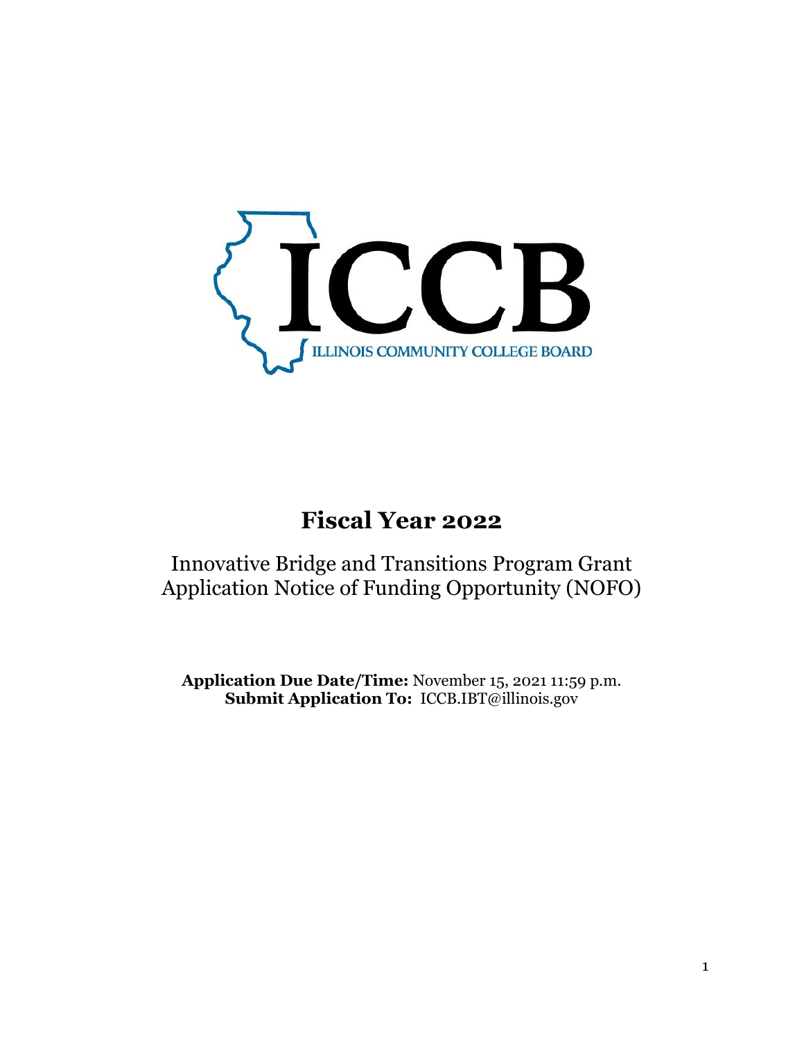ICCB

ILLINOIS COMMUNITY COLLEGE BOARD

# Fiscal Year 2022

## Innovative Bridge and Transitions Program Grant Application Notice of Funding Opportunity (NOFO)

**Application Due Date/Time:** November 15, 2021 11:59 p.m.
**Submit Application To:** ICCB.IBT@illinois.gov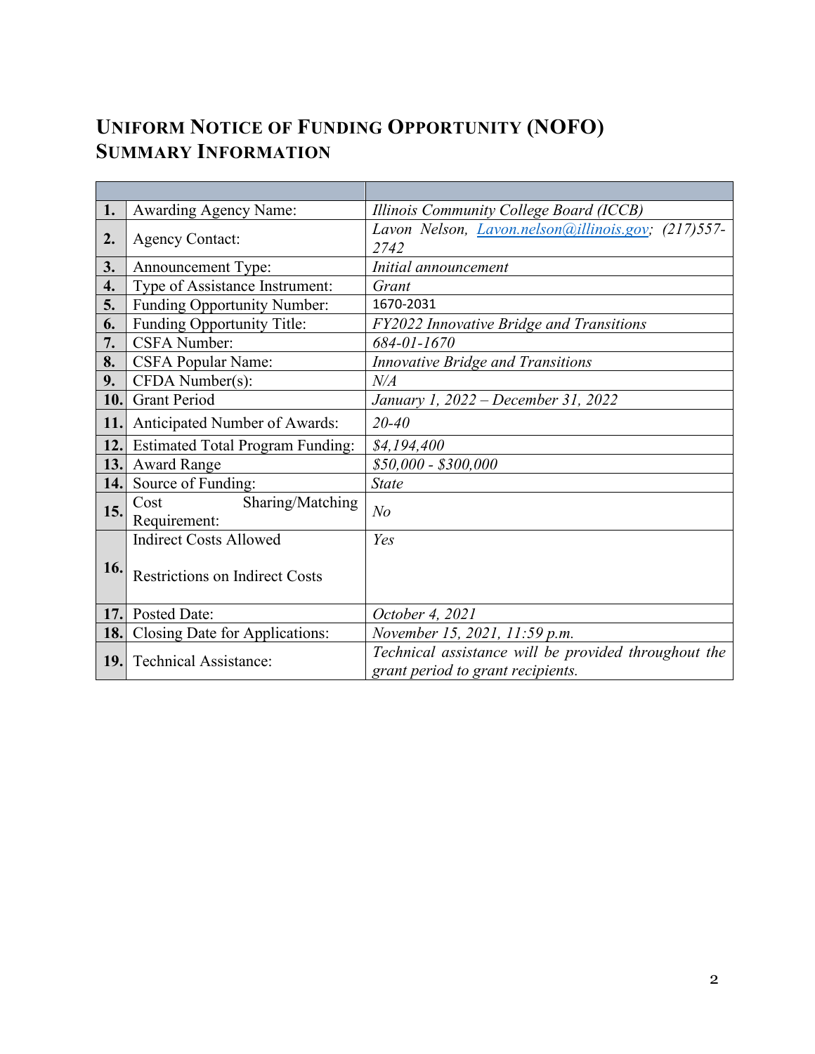# UNIFORM NOTICE OF FUNDING OPPORTUNITY (NOFO) SUMMARY INFORMATION

| | | |
|---|---|---|
| **1.** | Awarding Agency Name: | *Illinois Community College Board (ICCB)* |
| **2.** | Agency Contact: | *Lavon Nelson, [Lavon.nelson@illinois.gov](mailto:Lavon.nelson@illinois.gov); (217)557-2742* |
| **3.** | Announcement Type: | *Initial announcement* |
| **4.** | Type of Assistance Instrument: | *Grant* |
| **5.** | Funding Opportunity Number: | 1670-2031 |
| **6.** | Funding Opportunity Title: | *FY2022 Innovative Bridge and Transitions* |
| **7.** | CSFA Number: | *684-01-1670* |
| **8.** | CSFA Popular Name: | *Innovative Bridge and Transitions* |
| **9.** | CFDA Number(s): | *N/A* |
| **10.** | Grant Period | *January 1, 2022 – December 31, 2022* |
| **11.** | Anticipated Number of Awards: | *20-40* |
| **12.** | Estimated Total Program Funding: | *$4,194,400* |
| **13.** | Award Range | *$50,000 - $300,000* |
| **14.** | Source of Funding: | *State* |
| **15.** | Cost Sharing/Matching Requirement: | *No* |
| **16.** | Indirect Costs Allowed<br><br>Restrictions on Indirect Costs | *Yes* |
| **17.** | Posted Date: | *October 4, 2021* |
| **18.** | Closing Date for Applications: | *November 15, 2021, 11:59 p.m.* |
| **19.** | Technical Assistance: | *Technical assistance will be provided throughout the grant period to grant recipients.* |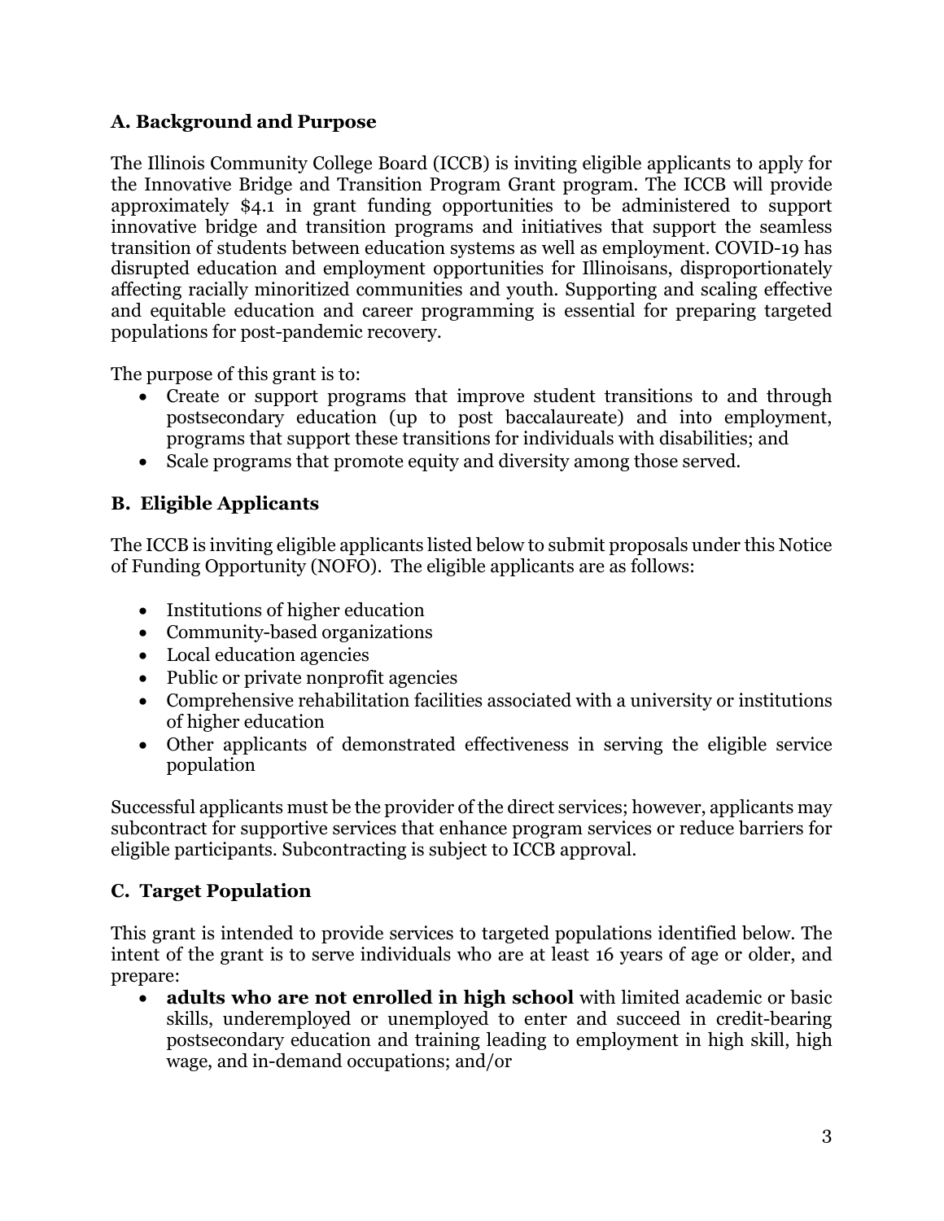## A. Background and Purpose

The Illinois Community College Board (ICCB) is inviting eligible applicants to apply for the Innovative Bridge and Transition Program Grant program. The ICCB will provide approximately $4.1 in grant funding opportunities to be administered to support innovative bridge and transition programs and initiatives that support the seamless transition of students between education systems as well as employment. COVID-19 has disrupted education and employment opportunities for Illinoisans, disproportionately affecting racially minoritized communities and youth. Supporting and scaling effective and equitable education and career programming is essential for preparing targeted populations for post-pandemic recovery.

The purpose of this grant is to:

- Create or support programs that improve student transitions to and through postsecondary education (up to post baccalaureate) and into employment, programs that support these transitions for individuals with disabilities; and
- Scale programs that promote equity and diversity among those served.

## B. Eligible Applicants

The ICCB is inviting eligible applicants listed below to submit proposals under this Notice of Funding Opportunity (NOFO). The eligible applicants are as follows:

- Institutions of higher education
- Community-based organizations
- Local education agencies
- Public or private nonprofit agencies
- Comprehensive rehabilitation facilities associated with a university or institutions of higher education
- Other applicants of demonstrated effectiveness in serving the eligible service population

Successful applicants must be the provider of the direct services; however, applicants may subcontract for supportive services that enhance program services or reduce barriers for eligible participants. Subcontracting is subject to ICCB approval.

## C. Target Population

This grant is intended to provide services to targeted populations identified below. The intent of the grant is to serve individuals who are at least 16 years of age or older, and prepare:

- **adults who are not enrolled in high school** with limited academic or basic skills, underemployed or unemployed to enter and succeed in credit-bearing postsecondary education and training leading to employment in high skill, high wage, and in-demand occupations; and/or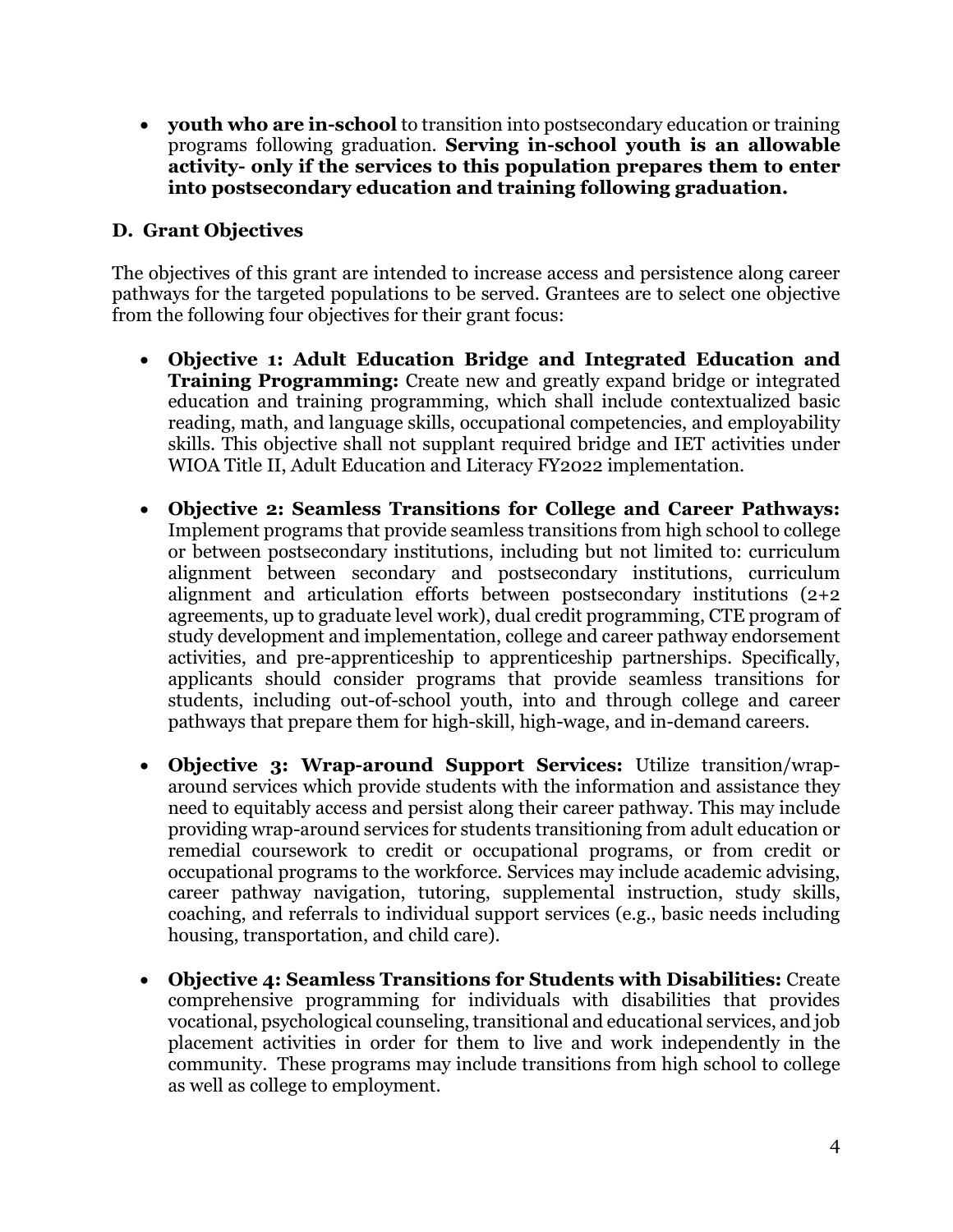- **youth who are in-school** to transition into postsecondary education or training programs following graduation. **Serving in-school youth is an allowable activity- only if the services to this population prepares them to enter into postsecondary education and training following graduation.**

### D. Grant Objectives

The objectives of this grant are intended to increase access and persistence along career pathways for the targeted populations to be served. Grantees are to select one objective from the following four objectives for their grant focus:

- **Objective 1: Adult Education Bridge and Integrated Education and Training Programming:** Create new and greatly expand bridge or integrated education and training programming, which shall include contextualized basic reading, math, and language skills, occupational competencies, and employability skills. This objective shall not supplant required bridge and IET activities under WIOA Title II, Adult Education and Literacy FY2022 implementation.

- **Objective 2: Seamless Transitions for College and Career Pathways:** Implement programs that provide seamless transitions from high school to college or between postsecondary institutions, including but not limited to: curriculum alignment between secondary and postsecondary institutions, curriculum alignment and articulation efforts between postsecondary institutions (2+2 agreements, up to graduate level work), dual credit programming, CTE program of study development and implementation, college and career pathway endorsement activities, and pre-apprenticeship to apprenticeship partnerships. Specifically, applicants should consider programs that provide seamless transitions for students, including out-of-school youth, into and through college and career pathways that prepare them for high-skill, high-wage, and in-demand careers.

- **Objective 3: Wrap-around Support Services:** Utilize transition/wrap-around services which provide students with the information and assistance they need to equitably access and persist along their career pathway. This may include providing wrap-around services for students transitioning from adult education or remedial coursework to credit or occupational programs, or from credit or occupational programs to the workforce. Services may include academic advising, career pathway navigation, tutoring, supplemental instruction, study skills, coaching, and referrals to individual support services (e.g., basic needs including housing, transportation, and child care).

- **Objective 4: Seamless Transitions for Students with Disabilities:** Create comprehensive programming for individuals with disabilities that provides vocational, psychological counseling, transitional and educational services, and job placement activities in order for them to live and work independently in the community. These programs may include transitions from high school to college as well as college to employment.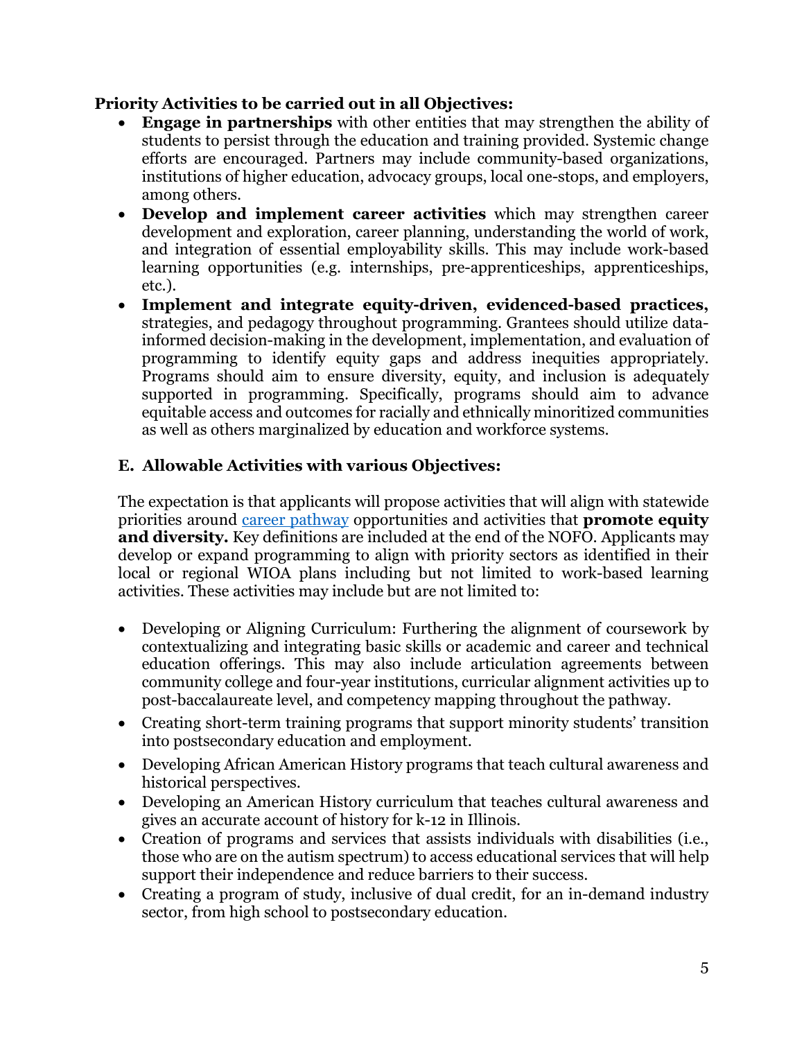**Priority Activities to be carried out in all Objectives:**

- **Engage in partnerships** with other entities that may strengthen the ability of students to persist through the education and training provided. Systemic change efforts are encouraged. Partners may include community-based organizations, institutions of higher education, advocacy groups, local one-stops, and employers, among others.
- **Develop and implement career activities** which may strengthen career development and exploration, career planning, understanding the world of work, and integration of essential employability skills. This may include work-based learning opportunities (e.g. internships, pre-apprenticeships, apprenticeships, etc.).
- **Implement and integrate equity-driven, evidenced-based practices,** strategies, and pedagogy throughout programming. Grantees should utilize data-informed decision-making in the development, implementation, and evaluation of programming to identify equity gaps and address inequities appropriately. Programs should aim to ensure diversity, equity, and inclusion is adequately supported in programming. Specifically, programs should aim to advance equitable access and outcomes for racially and ethnically minoritized communities as well as others marginalized by education and workforce systems.

### E. Allowable Activities with various Objectives:

The expectation is that applicants will propose activities that will align with statewide priorities around career pathway opportunities and activities that **promote equity and diversity.** Key definitions are included at the end of the NOFO. Applicants may develop or expand programming to align with priority sectors as identified in their local or regional WIOA plans including but not limited to work-based learning activities. These activities may include but are not limited to:

- Developing or Aligning Curriculum: Furthering the alignment of coursework by contextualizing and integrating basic skills or academic and career and technical education offerings. This may also include articulation agreements between community college and four-year institutions, curricular alignment activities up to post-baccalaureate level, and competency mapping throughout the pathway.
- Creating short-term training programs that support minority students' transition into postsecondary education and employment.
- Developing African American History programs that teach cultural awareness and historical perspectives.
- Developing an American History curriculum that teaches cultural awareness and gives an accurate account of history for k-12 in Illinois.
- Creation of programs and services that assists individuals with disabilities (i.e., those who are on the autism spectrum) to access educational services that will help support their independence and reduce barriers to their success.
- Creating a program of study, inclusive of dual credit, for an in-demand industry sector, from high school to postsecondary education.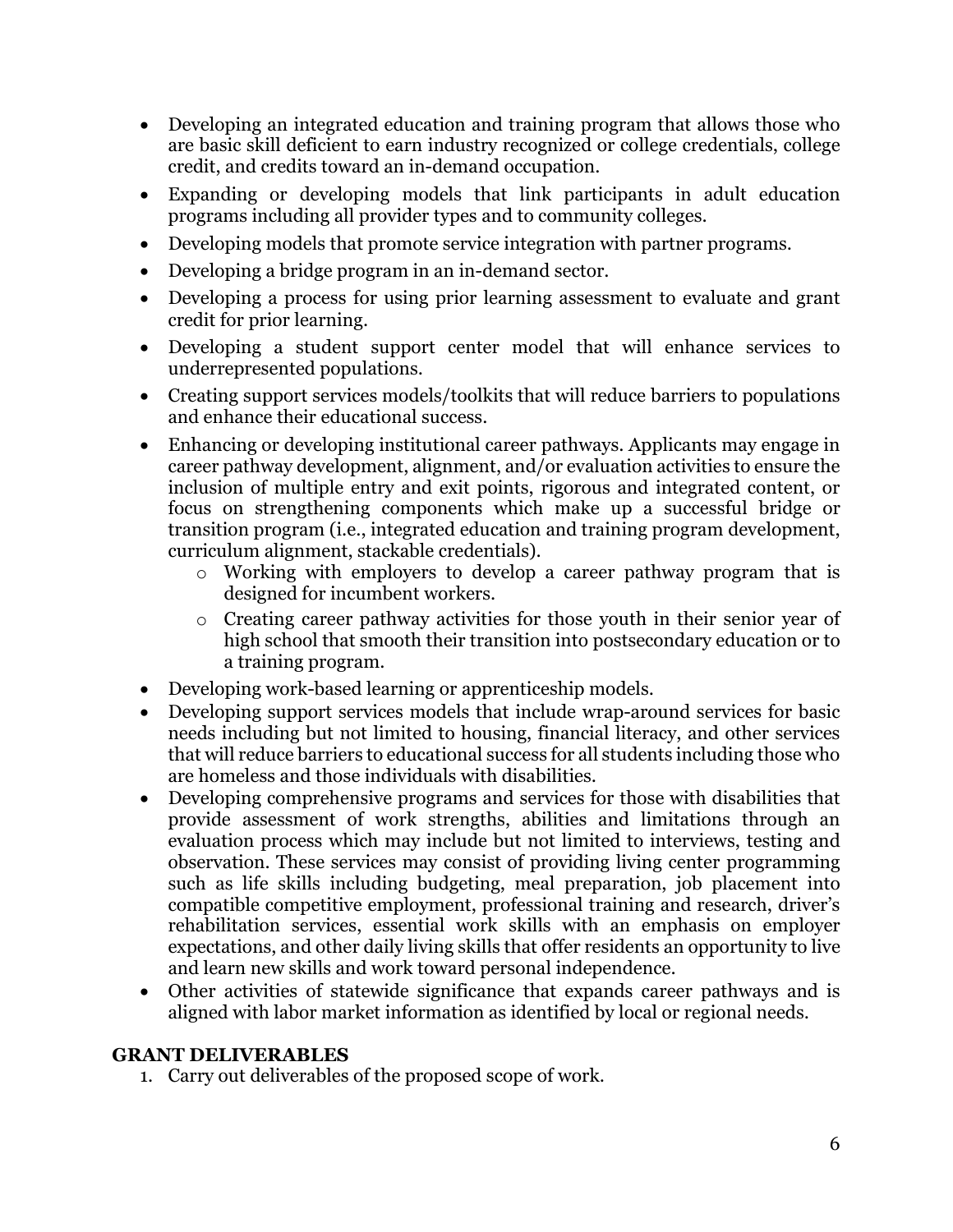- Developing an integrated education and training program that allows those who are basic skill deficient to earn industry recognized or college credentials, college credit, and credits toward an in-demand occupation.
- Expanding or developing models that link participants in adult education programs including all provider types and to community colleges.
- Developing models that promote service integration with partner programs.
- Developing a bridge program in an in-demand sector.
- Developing a process for using prior learning assessment to evaluate and grant credit for prior learning.
- Developing a student support center model that will enhance services to underrepresented populations.
- Creating support services models/toolkits that will reduce barriers to populations and enhance their educational success.
- Enhancing or developing institutional career pathways. Applicants may engage in career pathway development, alignment, and/or evaluation activities to ensure the inclusion of multiple entry and exit points, rigorous and integrated content, or focus on strengthening components which make up a successful bridge or transition program (i.e., integrated education and training program development, curriculum alignment, stackable credentials).
    - Working with employers to develop a career pathway program that is designed for incumbent workers.
    - Creating career pathway activities for those youth in their senior year of high school that smooth their transition into postsecondary education or to a training program.
- Developing work-based learning or apprenticeship models.
- Developing support services models that include wrap-around services for basic needs including but not limited to housing, financial literacy, and other services that will reduce barriers to educational success for all students including those who are homeless and those individuals with disabilities.
- Developing comprehensive programs and services for those with disabilities that provide assessment of work strengths, abilities and limitations through an evaluation process which may include but not limited to interviews, testing and observation. These services may consist of providing living center programming such as life skills including budgeting, meal preparation, job placement into compatible competitive employment, professional training and research, driver's rehabilitation services, essential work skills with an emphasis on employer expectations, and other daily living skills that offer residents an opportunity to live and learn new skills and work toward personal independence.
- Other activities of statewide significance that expands career pathways and is aligned with labor market information as identified by local or regional needs.

**GRANT DELIVERABLES**

1. Carry out deliverables of the proposed scope of work.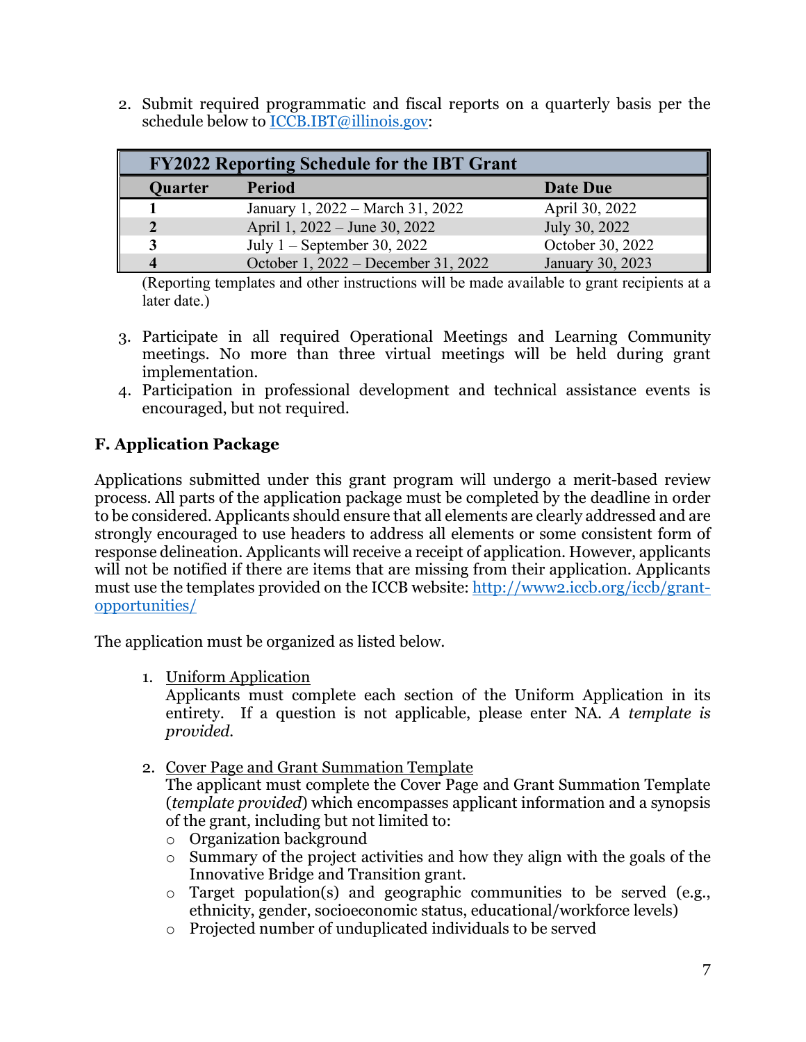2. Submit required programmatic and fiscal reports on a quarterly basis per the schedule below to ICCB.IBT@illinois.gov:

| FY2022 Reporting Schedule for the IBT Grant | | |
|---|---|---|
| **Quarter** | **Period** | **Date Due** |
| **1** | January 1, 2022 – March 31, 2022 | April 30, 2022 |
| **2** | April 1, 2022 – June 30, 2022 | July 30, 2022 |
| **3** | July 1 – September 30, 2022 | October 30, 2022 |
| **4** | October 1, 2022 – December 31, 2022 | January 30, 2023 |

(Reporting templates and other instructions will be made available to grant recipients at a later date.)

3. Participate in all required Operational Meetings and Learning Community meetings. No more than three virtual meetings will be held during grant implementation.
4. Participation in professional development and technical assistance events is encouraged, but not required.

### F. Application Package

Applications submitted under this grant program will undergo a merit-based review process. All parts of the application package must be completed by the deadline in order to be considered. Applicants should ensure that all elements are clearly addressed and are strongly encouraged to use headers to address all elements or some consistent form of response delineation. Applicants will receive a receipt of application. However, applicants will not be notified if there are items that are missing from their application. Applicants must use the templates provided on the ICCB website: http://www2.iccb.org/iccb/grant-opportunities/

The application must be organized as listed below.

1. Uniform Application
   Applicants must complete each section of the Uniform Application in its entirety. If a question is not applicable, please enter NA. *A template is provided.*

2. Cover Page and Grant Summation Template
   The applicant must complete the Cover Page and Grant Summation Template (*template provided*) which encompasses applicant information and a synopsis of the grant, including but not limited to:
   - Organization background
   - Summary of the project activities and how they align with the goals of the Innovative Bridge and Transition grant.
   - Target population(s) and geographic communities to be served (e.g., ethnicity, gender, socioeconomic status, educational/workforce levels)
   - Projected number of unduplicated individuals to be served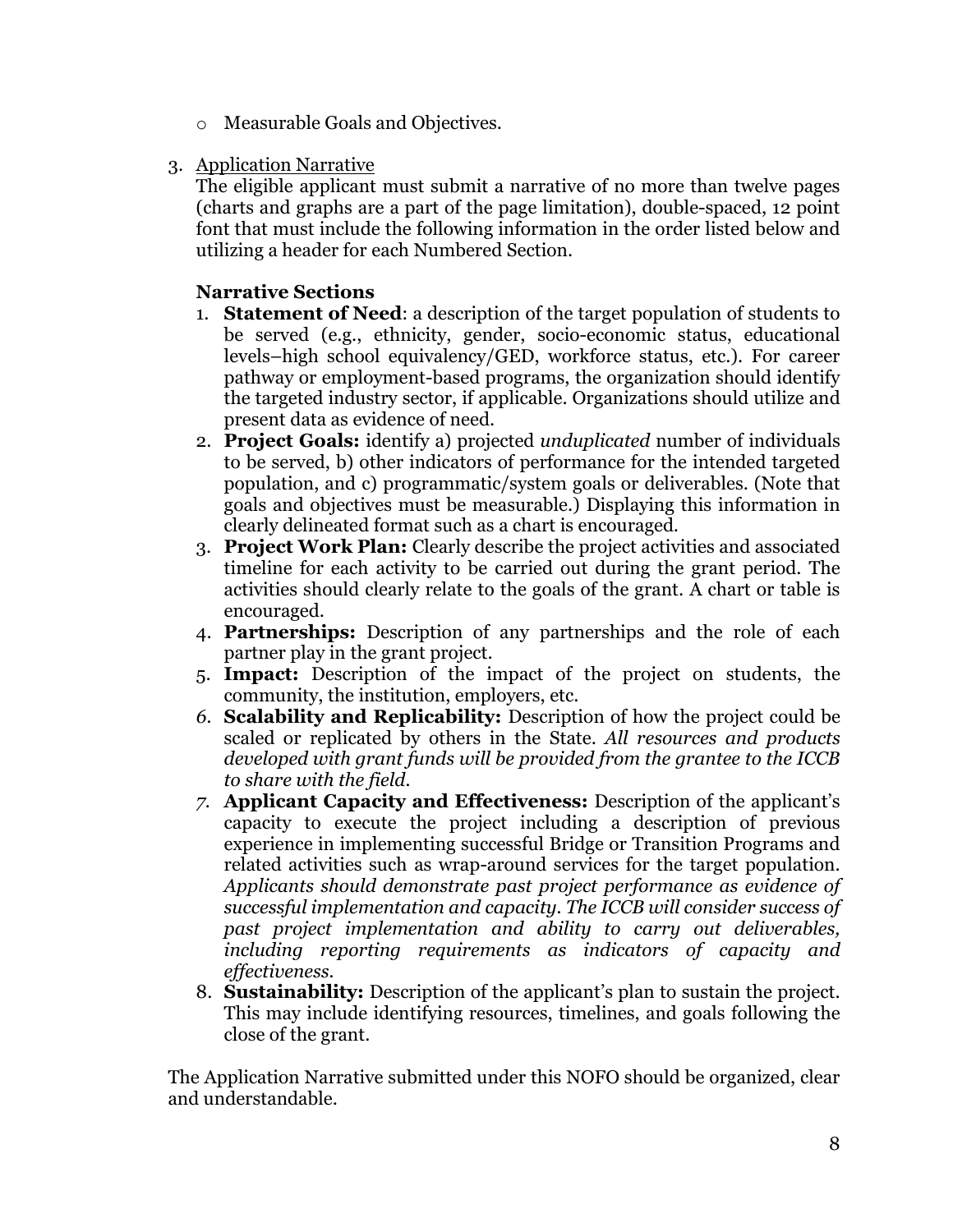- Measurable Goals and Objectives.

3. Application Narrative

   The eligible applicant must submit a narrative of no more than twelve pages (charts and graphs are a part of the page limitation), double-spaced, 12 point font that must include the following information in the order listed below and utilizing a header for each Numbered Section.

   **Narrative Sections**

   1. **Statement of Need**: a description of the target population of students to be served (e.g., ethnicity, gender, socio-economic status, educational levels–high school equivalency/GED, workforce status, etc.). For career pathway or employment-based programs, the organization should identify the targeted industry sector, if applicable. Organizations should utilize and present data as evidence of need.
   2. **Project Goals:** identify a) projected *unduplicated* number of individuals to be served, b) other indicators of performance for the intended targeted population, and c) programmatic/system goals or deliverables. (Note that goals and objectives must be measurable.) Displaying this information in clearly delineated format such as a chart is encouraged.
   3. **Project Work Plan:** Clearly describe the project activities and associated timeline for each activity to be carried out during the grant period. The activities should clearly relate to the goals of the grant. A chart or table is encouraged.
   4. **Partnerships:** Description of any partnerships and the role of each partner play in the grant project.
   5. **Impact:** Description of the impact of the project on students, the community, the institution, employers, etc.
   6. **Scalability and Replicability:** Description of how the project could be scaled or replicated by others in the State. *All resources and products developed with grant funds will be provided from the grantee to the ICCB to share with the field.*
   7. **Applicant Capacity and Effectiveness:** Description of the applicant's capacity to execute the project including a description of previous experience in implementing successful Bridge or Transition Programs and related activities such as wrap-around services for the target population. *Applicants should demonstrate past project performance as evidence of successful implementation and capacity. The ICCB will consider success of past project implementation and ability to carry out deliverables, including reporting requirements as indicators of capacity and effectiveness.*
   8. **Sustainability:** Description of the applicant's plan to sustain the project. This may include identifying resources, timelines, and goals following the close of the grant.

The Application Narrative submitted under this NOFO should be organized, clear and understandable.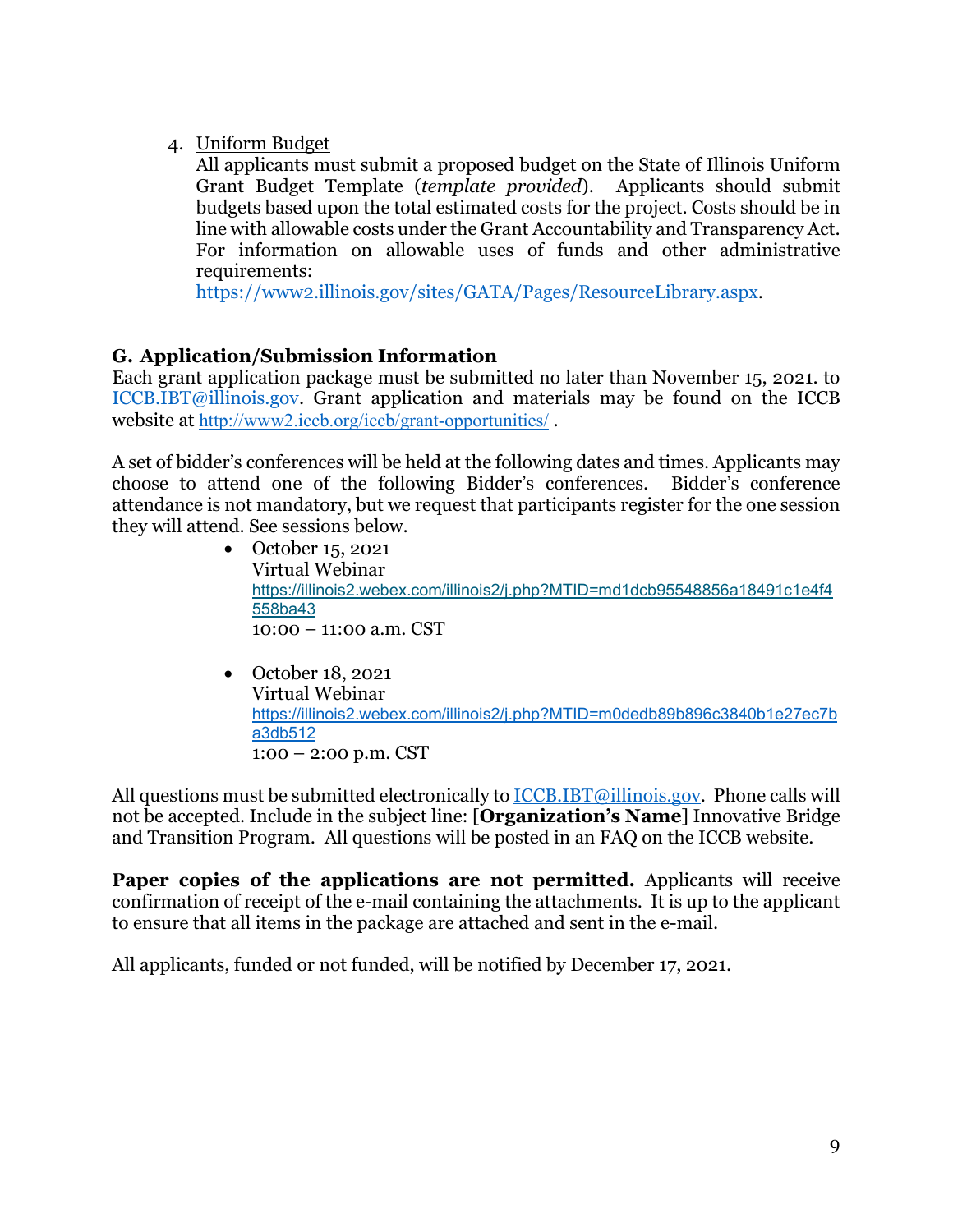4. Uniform Budget
   All applicants must submit a proposed budget on the State of Illinois Uniform Grant Budget Template (*template provided*). Applicants should submit budgets based upon the total estimated costs for the project. Costs should be in line with allowable costs under the Grant Accountability and Transparency Act. For information on allowable uses of funds and other administrative requirements:
   https://www2.illinois.gov/sites/GATA/Pages/ResourceLibrary.aspx.

## G. Application/Submission Information

Each grant application package must be submitted no later than November 15, 2021. to ICCB.IBT@illinois.gov. Grant application and materials may be found on the ICCB website at http://www2.iccb.org/iccb/grant-opportunities/ .

A set of bidder's conferences will be held at the following dates and times. Applicants may choose to attend one of the following Bidder's conferences. Bidder's conference attendance is not mandatory, but we request that participants register for the one session they will attend. See sessions below.

- October 15, 2021
  Virtual Webinar
  https://illinois2.webex.com/illinois2/j.php?MTID=md1dcb95548856a18491c1e4f4558ba43
  10:00 – 11:00 a.m. CST

- October 18, 2021
  Virtual Webinar
  https://illinois2.webex.com/illinois2/j.php?MTID=m0dedb89b896c3840b1e27ec7ba3db512
  1:00 – 2:00 p.m. CST

All questions must be submitted electronically to ICCB.IBT@illinois.gov. Phone calls will not be accepted. Include in the subject line: [**Organization's Name**] Innovative Bridge and Transition Program. All questions will be posted in an FAQ on the ICCB website.

**Paper copies of the applications are not permitted.** Applicants will receive confirmation of receipt of the e-mail containing the attachments. It is up to the applicant to ensure that all items in the package are attached and sent in the e-mail.

All applicants, funded or not funded, will be notified by December 17, 2021.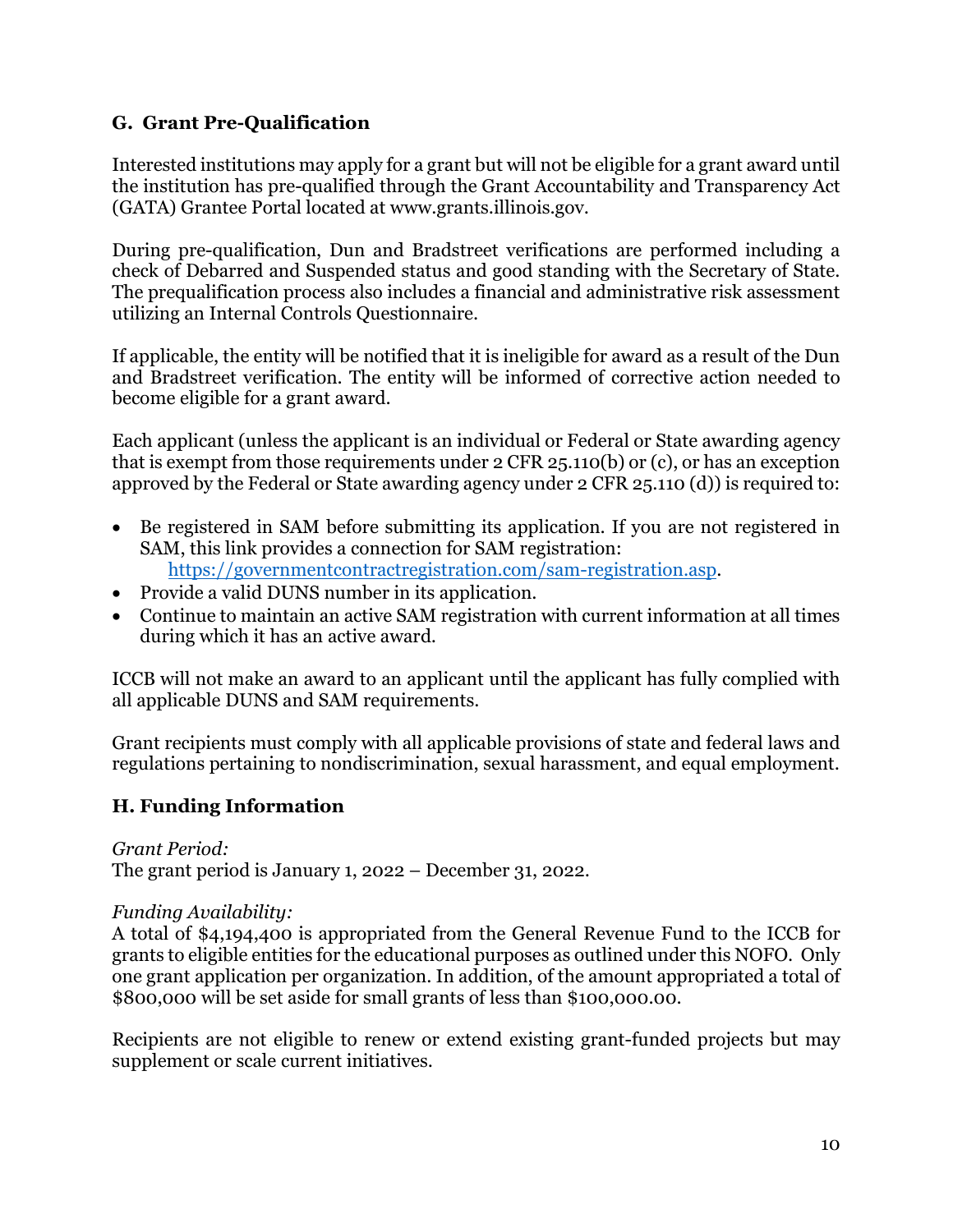## G. Grant Pre-Qualification

Interested institutions may apply for a grant but will not be eligible for a grant award until the institution has pre-qualified through the Grant Accountability and Transparency Act (GATA) Grantee Portal located at www.grants.illinois.gov.

During pre-qualification, Dun and Bradstreet verifications are performed including a check of Debarred and Suspended status and good standing with the Secretary of State. The prequalification process also includes a financial and administrative risk assessment utilizing an Internal Controls Questionnaire.

If applicable, the entity will be notified that it is ineligible for award as a result of the Dun and Bradstreet verification. The entity will be informed of corrective action needed to become eligible for a grant award.

Each applicant (unless the applicant is an individual or Federal or State awarding agency that is exempt from those requirements under 2 CFR 25.110(b) or (c), or has an exception approved by the Federal or State awarding agency under 2 CFR 25.110 (d)) is required to:

- Be registered in SAM before submitting its application. If you are not registered in SAM, this link provides a connection for SAM registration: [https://governmentcontractregistration.com/sam-registration.asp](https://governmentcontractregistration.com/sam-registration.asp).
- Provide a valid DUNS number in its application.
- Continue to maintain an active SAM registration with current information at all times during which it has an active award.

ICCB will not make an award to an applicant until the applicant has fully complied with all applicable DUNS and SAM requirements.

Grant recipients must comply with all applicable provisions of state and federal laws and regulations pertaining to nondiscrimination, sexual harassment, and equal employment.

## H. Funding Information

*Grant Period:*
The grant period is January 1, 2022 – December 31, 2022.

*Funding Availability:*
A total of $4,194,400 is appropriated from the General Revenue Fund to the ICCB for grants to eligible entities for the educational purposes as outlined under this NOFO. Only one grant application per organization. In addition, of the amount appropriated a total of $800,000 will be set aside for small grants of less than $100,000.00.

Recipients are not eligible to renew or extend existing grant-funded projects but may supplement or scale current initiatives.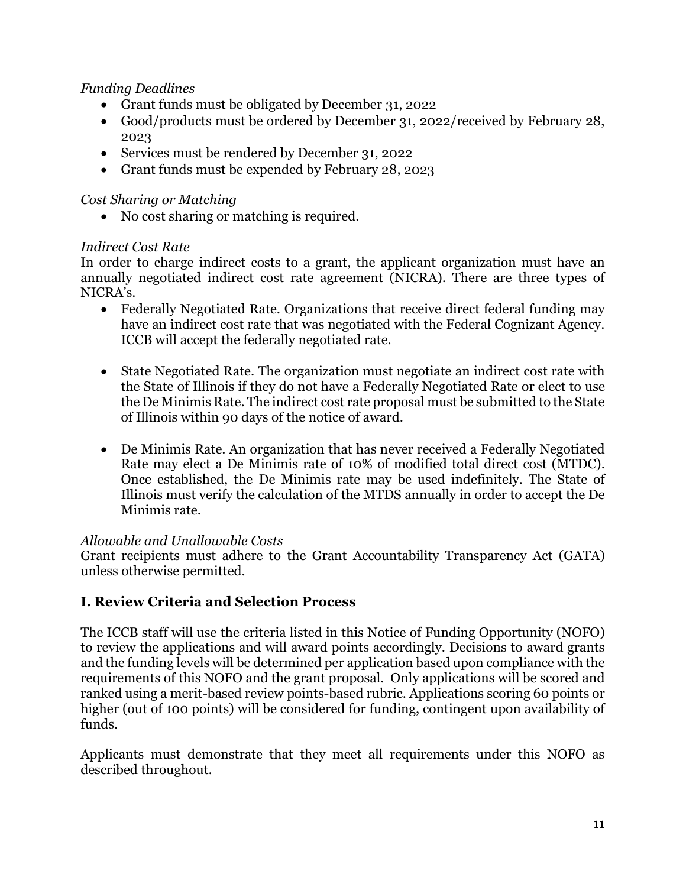*Funding Deadlines*

- Grant funds must be obligated by December 31, 2022
- Good/products must be ordered by December 31, 2022/received by February 28, 2023
- Services must be rendered by December 31, 2022
- Grant funds must be expended by February 28, 2023

*Cost Sharing or Matching*

- No cost sharing or matching is required.

*Indirect Cost Rate*

In order to charge indirect costs to a grant, the applicant organization must have an annually negotiated indirect cost rate agreement (NICRA). There are three types of NICRA's.

- Federally Negotiated Rate. Organizations that receive direct federal funding may have an indirect cost rate that was negotiated with the Federal Cognizant Agency. ICCB will accept the federally negotiated rate.
- State Negotiated Rate. The organization must negotiate an indirect cost rate with the State of Illinois if they do not have a Federally Negotiated Rate or elect to use the De Minimis Rate. The indirect cost rate proposal must be submitted to the State of Illinois within 90 days of the notice of award.
- De Minimis Rate. An organization that has never received a Federally Negotiated Rate may elect a De Minimis rate of 10% of modified total direct cost (MTDC). Once established, the De Minimis rate may be used indefinitely. The State of Illinois must verify the calculation of the MTDS annually in order to accept the De Minimis rate.

*Allowable and Unallowable Costs*

Grant recipients must adhere to the Grant Accountability Transparency Act (GATA) unless otherwise permitted.

## I. Review Criteria and Selection Process

The ICCB staff will use the criteria listed in this Notice of Funding Opportunity (NOFO) to review the applications and will award points accordingly. Decisions to award grants and the funding levels will be determined per application based upon compliance with the requirements of this NOFO and the grant proposal. Only applications will be scored and ranked using a merit-based review points-based rubric. Applications scoring 60 points or higher (out of 100 points) will be considered for funding, contingent upon availability of funds.

Applicants must demonstrate that they meet all requirements under this NOFO as described throughout.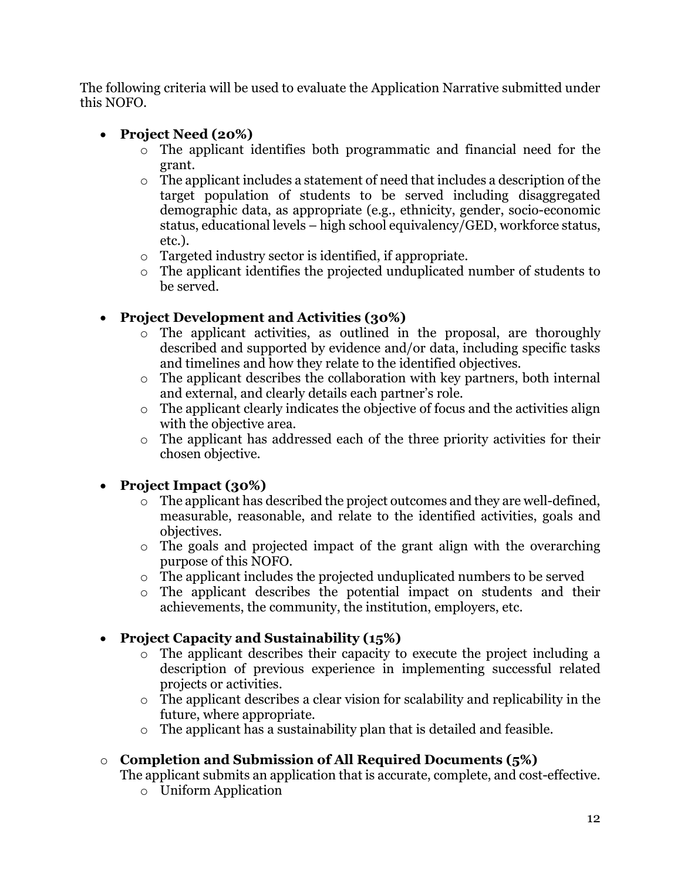The following criteria will be used to evaluate the Application Narrative submitted under this NOFO.

- **Project Need (20%)**
  - The applicant identifies both programmatic and financial need for the grant.
  - The applicant includes a statement of need that includes a description of the target population of students to be served including disaggregated demographic data, as appropriate (e.g., ethnicity, gender, socio-economic status, educational levels – high school equivalency/GED, workforce status, etc.).
  - Targeted industry sector is identified, if appropriate.
  - The applicant identifies the projected unduplicated number of students to be served.

- **Project Development and Activities (30%)**
  - The applicant activities, as outlined in the proposal, are thoroughly described and supported by evidence and/or data, including specific tasks and timelines and how they relate to the identified objectives.
  - The applicant describes the collaboration with key partners, both internal and external, and clearly details each partner's role.
  - The applicant clearly indicates the objective of focus and the activities align with the objective area.
  - The applicant has addressed each of the three priority activities for their chosen objective.

- **Project Impact (30%)**
  - The applicant has described the project outcomes and they are well-defined, measurable, reasonable, and relate to the identified activities, goals and objectives.
  - The goals and projected impact of the grant align with the overarching purpose of this NOFO.
  - The applicant includes the projected unduplicated numbers to be served
  - The applicant describes the potential impact on students and their achievements, the community, the institution, employers, etc.

- **Project Capacity and Sustainability (15%)**
  - The applicant describes their capacity to execute the project including a description of previous experience in implementing successful related projects or activities.
  - The applicant describes a clear vision for scalability and replicability in the future, where appropriate.
  - The applicant has a sustainability plan that is detailed and feasible.

- **Completion and Submission of All Required Documents (5%)**

  The applicant submits an application that is accurate, complete, and cost-effective.
  - Uniform Application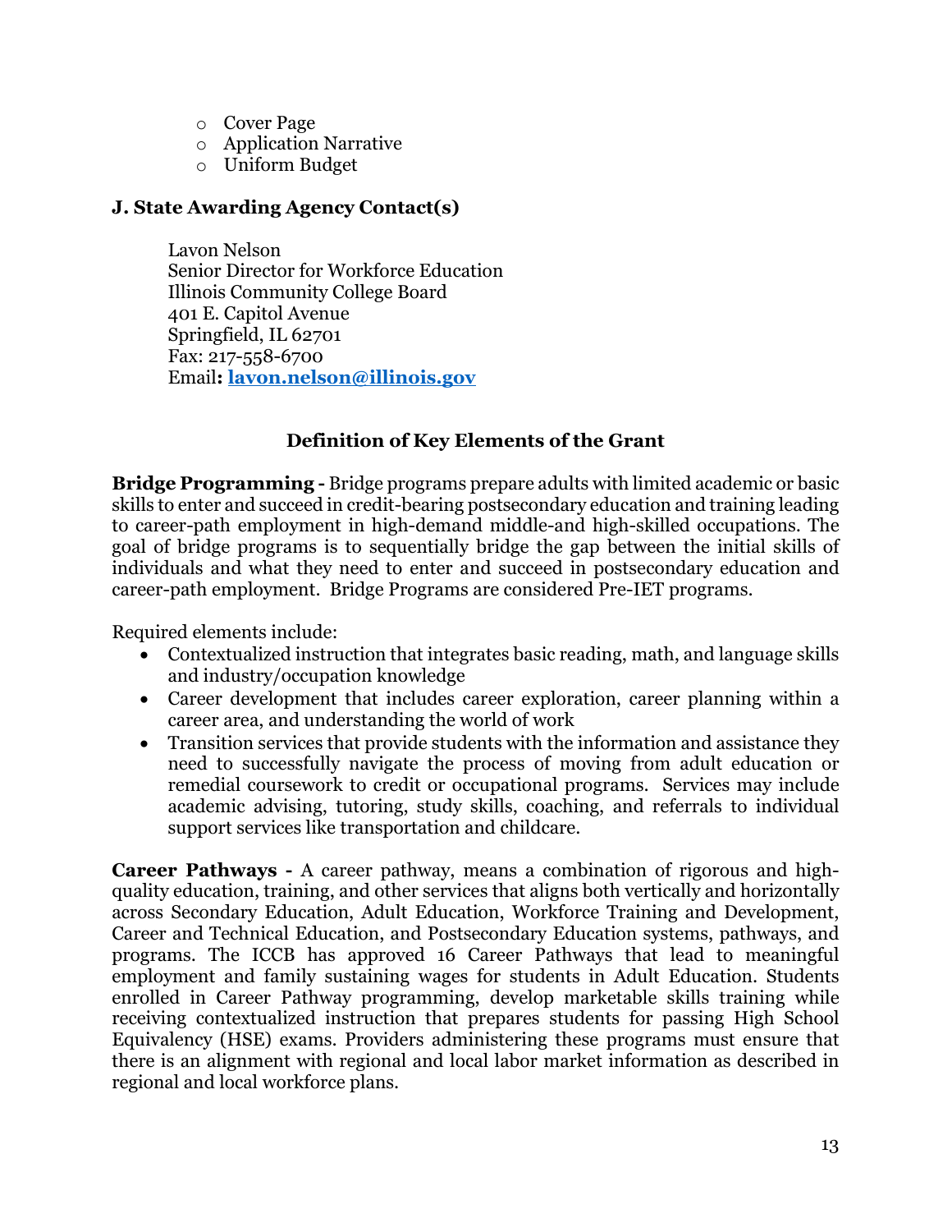- Cover Page
- Application Narrative
- Uniform Budget

### J. State Awarding Agency Contact(s)

Lavon Nelson
Senior Director for Workforce Education
Illinois Community College Board
401 E. Capitol Avenue
Springfield, IL 62701
Fax: 217-558-6700
Email**: [lavon.nelson@illinois.gov](mailto:lavon.nelson@illinois.gov)**

## Definition of Key Elements of the Grant

**Bridge Programming -** Bridge programs prepare adults with limited academic or basic skills to enter and succeed in credit-bearing postsecondary education and training leading to career-path employment in high-demand middle-and high-skilled occupations. The goal of bridge programs is to sequentially bridge the gap between the initial skills of individuals and what they need to enter and succeed in postsecondary education and career-path employment. Bridge Programs are considered Pre-IET programs.

Required elements include:

- Contextualized instruction that integrates basic reading, math, and language skills and industry/occupation knowledge
- Career development that includes career exploration, career planning within a career area, and understanding the world of work
- Transition services that provide students with the information and assistance they need to successfully navigate the process of moving from adult education or remedial coursework to credit or occupational programs. Services may include academic advising, tutoring, study skills, coaching, and referrals to individual support services like transportation and childcare.

**Career Pathways -** A career pathway, means a combination of rigorous and high-quality education, training, and other services that aligns both vertically and horizontally across Secondary Education, Adult Education, Workforce Training and Development, Career and Technical Education, and Postsecondary Education systems, pathways, and programs. The ICCB has approved 16 Career Pathways that lead to meaningful employment and family sustaining wages for students in Adult Education. Students enrolled in Career Pathway programming, develop marketable skills training while receiving contextualized instruction that prepares students for passing High School Equivalency (HSE) exams. Providers administering these programs must ensure that there is an alignment with regional and local labor market information as described in regional and local workforce plans.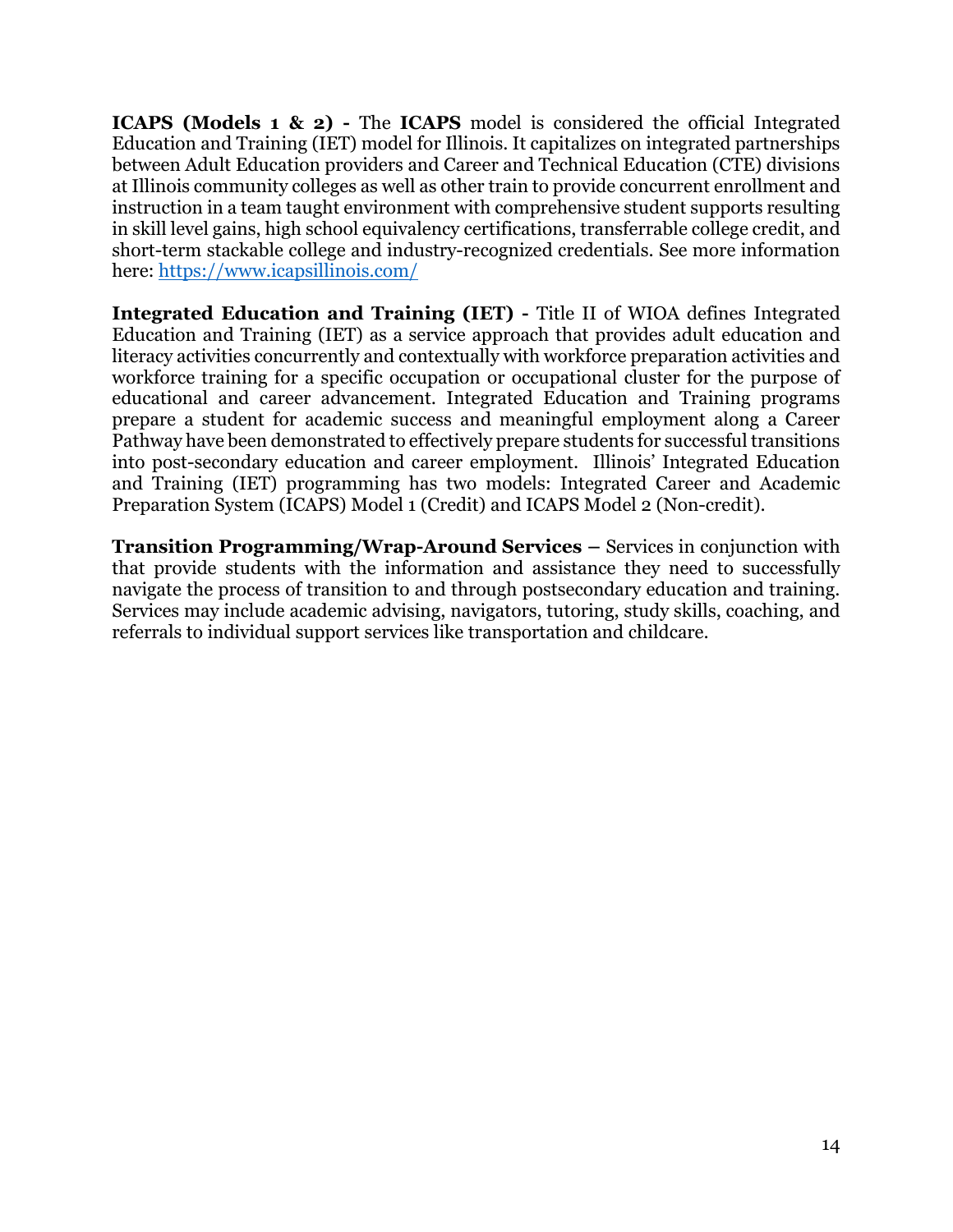**ICAPS (Models 1 & 2) -** The **ICAPS** model is considered the official Integrated Education and Training (IET) model for Illinois. It capitalizes on integrated partnerships between Adult Education providers and Career and Technical Education (CTE) divisions at Illinois community colleges as well as other train to provide concurrent enrollment and instruction in a team taught environment with comprehensive student supports resulting in skill level gains, high school equivalency certifications, transferrable college credit, and short-term stackable college and industry-recognized credentials. See more information here: [https://www.icapsillinois.com/](https://www.icapsillinois.com/)

**Integrated Education and Training (IET) -** Title II of WIOA defines Integrated Education and Training (IET) as a service approach that provides adult education and literacy activities concurrently and contextually with workforce preparation activities and workforce training for a specific occupation or occupational cluster for the purpose of educational and career advancement. Integrated Education and Training programs prepare a student for academic success and meaningful employment along a Career Pathway have been demonstrated to effectively prepare students for successful transitions into post-secondary education and career employment. Illinois' Integrated Education and Training (IET) programming has two models: Integrated Career and Academic Preparation System (ICAPS) Model 1 (Credit) and ICAPS Model 2 (Non-credit).

**Transition Programming/Wrap-Around Services –** Services in conjunction with that provide students with the information and assistance they need to successfully navigate the process of transition to and through postsecondary education and training. Services may include academic advising, navigators, tutoring, study skills, coaching, and referrals to individual support services like transportation and childcare.